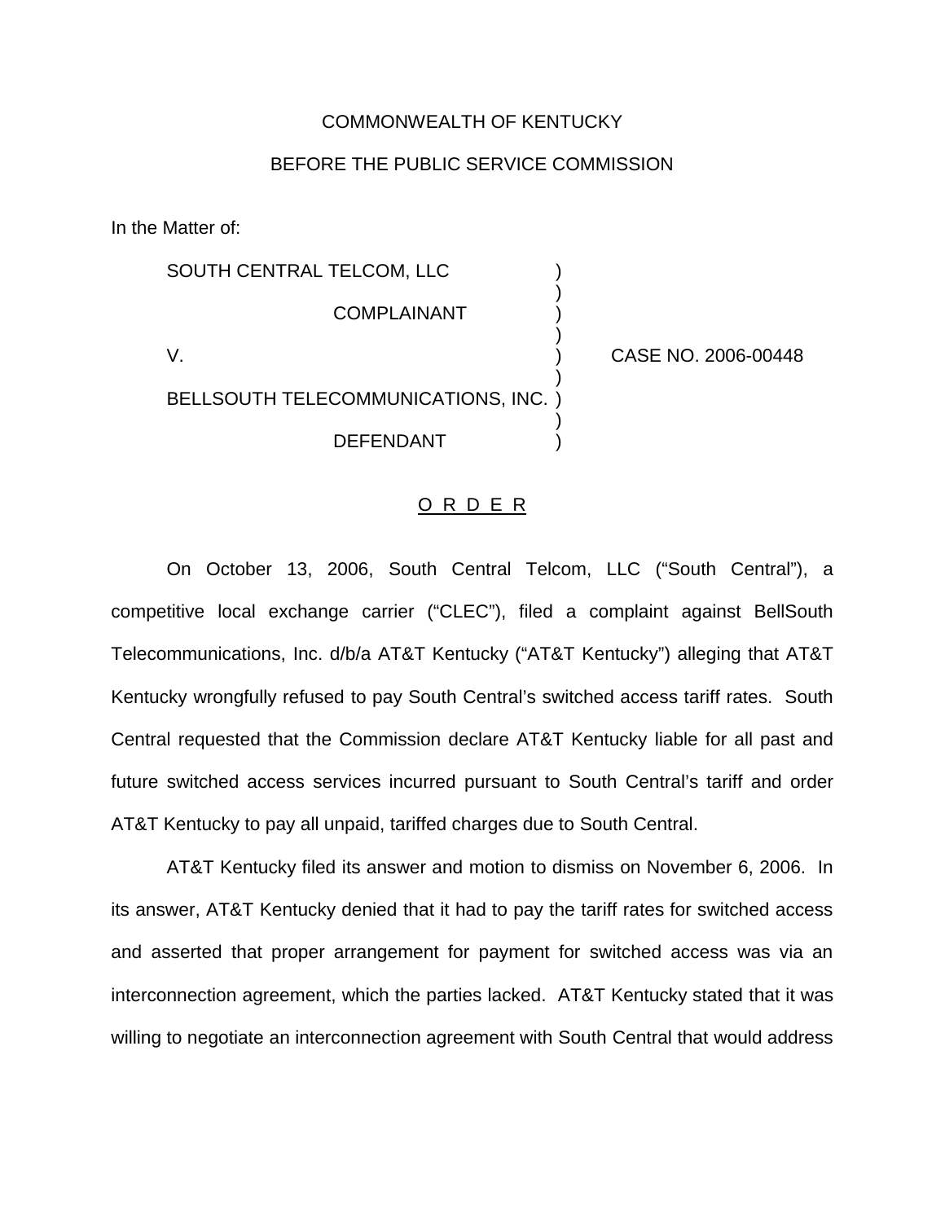COMMONWEALTH OF KENTUCKY

BEFORE THE PUBLIC SERVICE COMMISSION

In the Matter of:

| | | |
|---|---|---|
| SOUTH CENTRAL TELCOM, LLC | ) | |
| COMPLAINANT | ) | |
| V. | ) | CASE NO. 2006-00448 |
| BELLSOUTH TELECOMMUNICATIONS, INC. | ) | |
| DEFENDANT | ) | |

O R D E R

On October 13, 2006, South Central Telcom, LLC ("South Central"), a competitive local exchange carrier ("CLEC"), filed a complaint against BellSouth Telecommunications, Inc. d/b/a AT&T Kentucky ("AT&T Kentucky") alleging that AT&T Kentucky wrongfully refused to pay South Central's switched access tariff rates. South Central requested that the Commission declare AT&T Kentucky liable for all past and future switched access services incurred pursuant to South Central's tariff and order AT&T Kentucky to pay all unpaid, tariffed charges due to South Central.

AT&T Kentucky filed its answer and motion to dismiss on November 6, 2006. In its answer, AT&T Kentucky denied that it had to pay the tariff rates for switched access and asserted that proper arrangement for payment for switched access was via an interconnection agreement, which the parties lacked. AT&T Kentucky stated that it was willing to negotiate an interconnection agreement with South Central that would address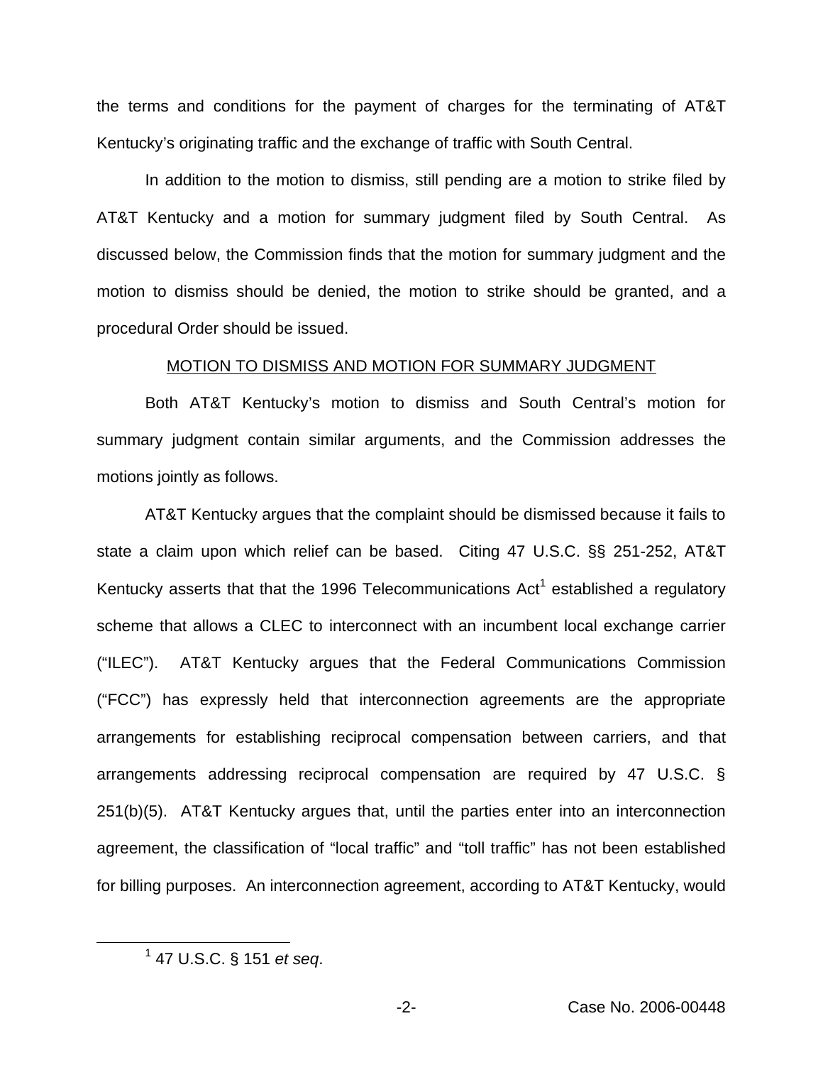the terms and conditions for the payment of charges for the terminating of AT&T Kentucky's originating traffic and the exchange of traffic with South Central.

In addition to the motion to dismiss, still pending are a motion to strike filed by AT&T Kentucky and a motion for summary judgment filed by South Central. As discussed below, the Commission finds that the motion for summary judgment and the motion to dismiss should be denied, the motion to strike should be granted, and a procedural Order should be issued.

MOTION TO DISMISS AND MOTION FOR SUMMARY JUDGMENT

Both AT&T Kentucky's motion to dismiss and South Central's motion for summary judgment contain similar arguments, and the Commission addresses the motions jointly as follows.

AT&T Kentucky argues that the complaint should be dismissed because it fails to state a claim upon which relief can be based. Citing 47 U.S.C. §§ 251-252, AT&T Kentucky asserts that that the 1996 Telecommunications Act[1] established a regulatory scheme that allows a CLEC to interconnect with an incumbent local exchange carrier ("ILEC"). AT&T Kentucky argues that the Federal Communications Commission ("FCC") has expressly held that interconnection agreements are the appropriate arrangements for establishing reciprocal compensation between carriers, and that arrangements addressing reciprocal compensation are required by 47 U.S.C. § 251(b)(5). AT&T Kentucky argues that, until the parties enter into an interconnection agreement, the classification of "local traffic" and "toll traffic" has not been established for billing purposes. An interconnection agreement, according to AT&T Kentucky, would

[1] 47 U.S.C. § 151 *et seq*.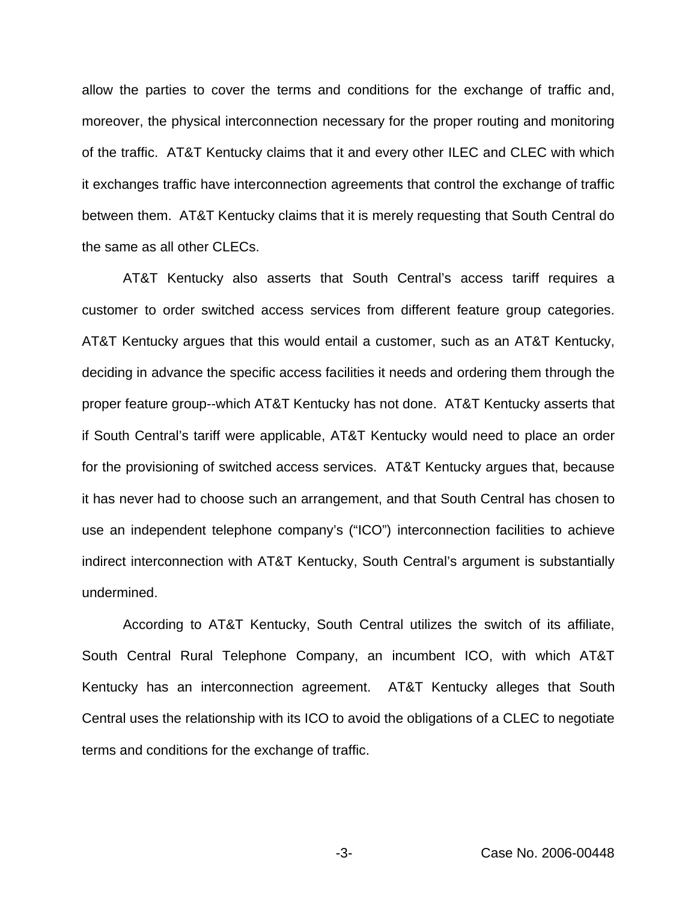allow the parties to cover the terms and conditions for the exchange of traffic and, moreover, the physical interconnection necessary for the proper routing and monitoring of the traffic. AT&T Kentucky claims that it and every other ILEC and CLEC with which it exchanges traffic have interconnection agreements that control the exchange of traffic between them. AT&T Kentucky claims that it is merely requesting that South Central do the same as all other CLECs.

AT&T Kentucky also asserts that South Central's access tariff requires a customer to order switched access services from different feature group categories. AT&T Kentucky argues that this would entail a customer, such as an AT&T Kentucky, deciding in advance the specific access facilities it needs and ordering them through the proper feature group--which AT&T Kentucky has not done. AT&T Kentucky asserts that if South Central's tariff were applicable, AT&T Kentucky would need to place an order for the provisioning of switched access services. AT&T Kentucky argues that, because it has never had to choose such an arrangement, and that South Central has chosen to use an independent telephone company's ("ICO") interconnection facilities to achieve indirect interconnection with AT&T Kentucky, South Central's argument is substantially undermined.

According to AT&T Kentucky, South Central utilizes the switch of its affiliate, South Central Rural Telephone Company, an incumbent ICO, with which AT&T Kentucky has an interconnection agreement. AT&T Kentucky alleges that South Central uses the relationship with its ICO to avoid the obligations of a CLEC to negotiate terms and conditions for the exchange of traffic.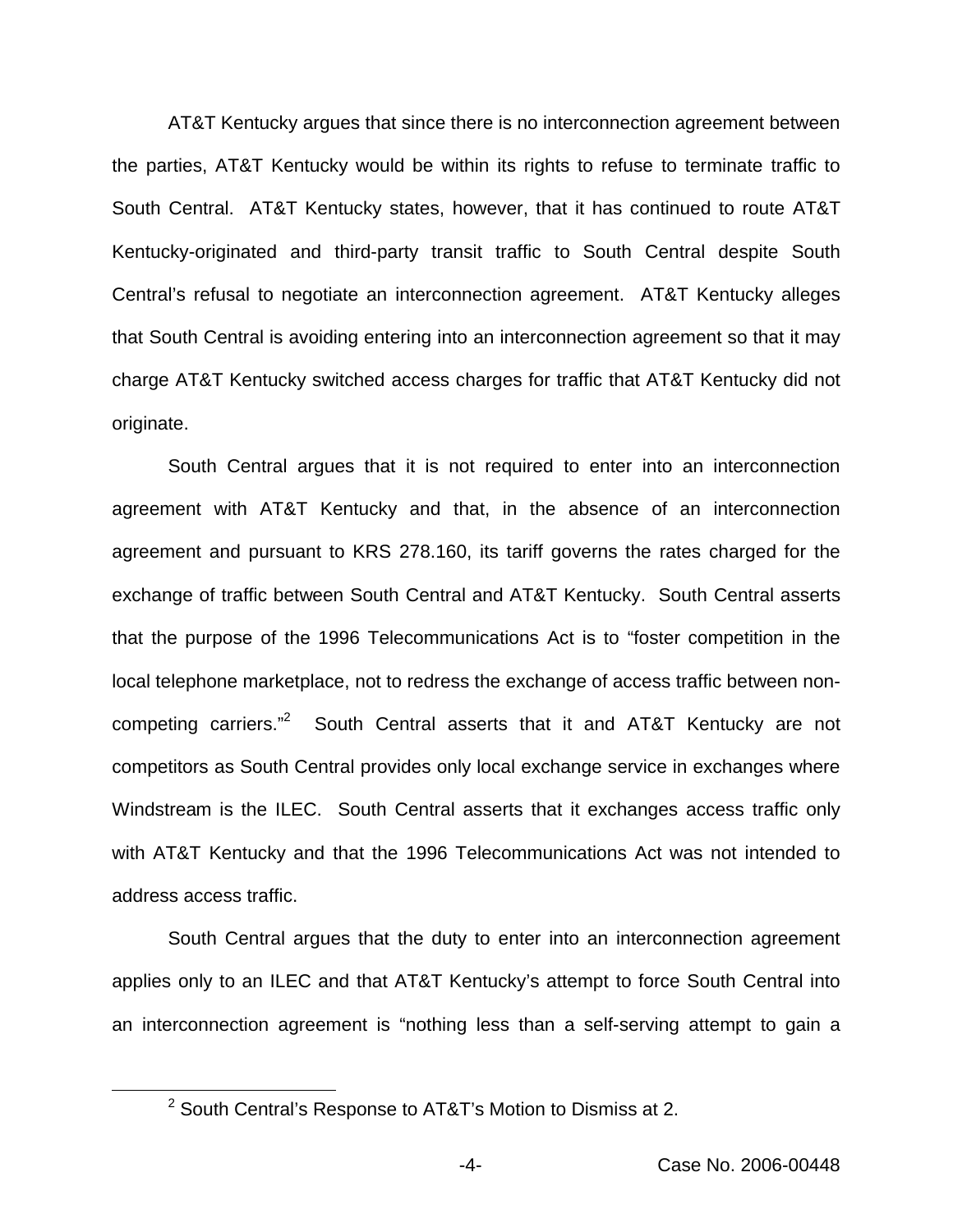AT&T Kentucky argues that since there is no interconnection agreement between the parties, AT&T Kentucky would be within its rights to refuse to terminate traffic to South Central. AT&T Kentucky states, however, that it has continued to route AT&T Kentucky-originated and third-party transit traffic to South Central despite South Central's refusal to negotiate an interconnection agreement. AT&T Kentucky alleges that South Central is avoiding entering into an interconnection agreement so that it may charge AT&T Kentucky switched access charges for traffic that AT&T Kentucky did not originate.

South Central argues that it is not required to enter into an interconnection agreement with AT&T Kentucky and that, in the absence of an interconnection agreement and pursuant to KRS 278.160, its tariff governs the rates charged for the exchange of traffic between South Central and AT&T Kentucky. South Central asserts that the purpose of the 1996 Telecommunications Act is to "foster competition in the local telephone marketplace, not to redress the exchange of access traffic between non-competing carriers."[2] South Central asserts that it and AT&T Kentucky are not competitors as South Central provides only local exchange service in exchanges where Windstream is the ILEC. South Central asserts that it exchanges access traffic only with AT&T Kentucky and that the 1996 Telecommunications Act was not intended to address access traffic.

South Central argues that the duty to enter into an interconnection agreement applies only to an ILEC and that AT&T Kentucky's attempt to force South Central into an interconnection agreement is "nothing less than a self-serving attempt to gain a

[2] South Central's Response to AT&T's Motion to Dismiss at 2.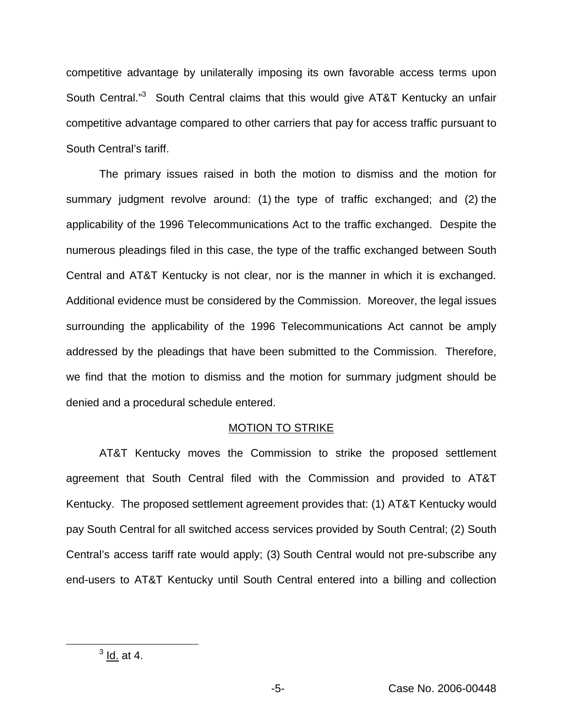competitive advantage by unilaterally imposing its own favorable access terms upon South Central."[3] South Central claims that this would give AT&T Kentucky an unfair competitive advantage compared to other carriers that pay for access traffic pursuant to South Central's tariff.

The primary issues raised in both the motion to dismiss and the motion for summary judgment revolve around: (1) the type of traffic exchanged; and (2) the applicability of the 1996 Telecommunications Act to the traffic exchanged. Despite the numerous pleadings filed in this case, the type of the traffic exchanged between South Central and AT&T Kentucky is not clear, nor is the manner in which it is exchanged. Additional evidence must be considered by the Commission. Moreover, the legal issues surrounding the applicability of the 1996 Telecommunications Act cannot be amply addressed by the pleadings that have been submitted to the Commission. Therefore, we find that the motion to dismiss and the motion for summary judgment should be denied and a procedural schedule entered.

## MOTION TO STRIKE

AT&T Kentucky moves the Commission to strike the proposed settlement agreement that South Central filed with the Commission and provided to AT&T Kentucky. The proposed settlement agreement provides that: (1) AT&T Kentucky would pay South Central for all switched access services provided by South Central; (2) South Central's access tariff rate would apply; (3) South Central would not pre-subscribe any end-users to AT&T Kentucky until South Central entered into a billing and collection

[3] Id. at 4.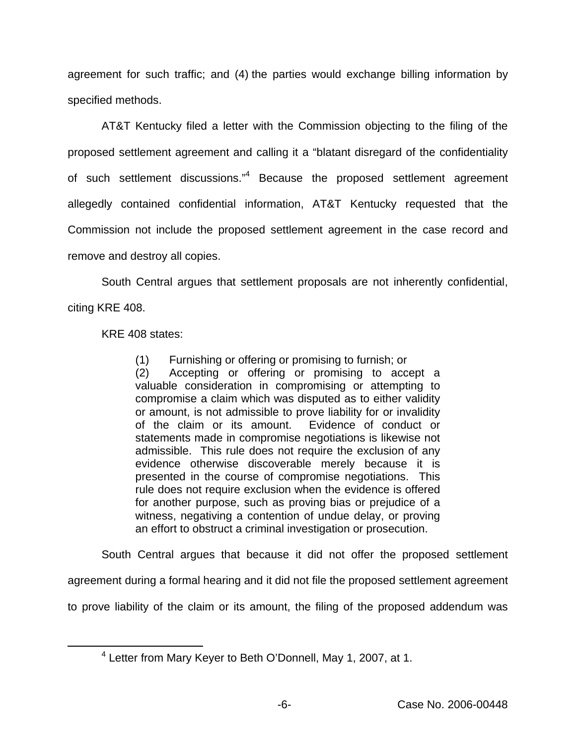agreement for such traffic; and (4) the parties would exchange billing information by specified methods.

AT&T Kentucky filed a letter with the Commission objecting to the filing of the proposed settlement agreement and calling it a "blatant disregard of the confidentiality of such settlement discussions."[4] Because the proposed settlement agreement allegedly contained confidential information, AT&T Kentucky requested that the Commission not include the proposed settlement agreement in the case record and remove and destroy all copies.

South Central argues that settlement proposals are not inherently confidential, citing KRE 408.

KRE 408 states:

> (1) Furnishing or offering or promising to furnish; or
> (2) Accepting or offering or promising to accept a valuable consideration in compromising or attempting to compromise a claim which was disputed as to either validity or amount, is not admissible to prove liability for or invalidity of the claim or its amount. Evidence of conduct or statements made in compromise negotiations is likewise not admissible. This rule does not require the exclusion of any evidence otherwise discoverable merely because it is presented in the course of compromise negotiations. This rule does not require exclusion when the evidence is offered for another purpose, such as proving bias or prejudice of a witness, negativing a contention of undue delay, or proving an effort to obstruct a criminal investigation or prosecution.

South Central argues that because it did not offer the proposed settlement agreement during a formal hearing and it did not file the proposed settlement agreement to prove liability of the claim or its amount, the filing of the proposed addendum was

[4] Letter from Mary Keyer to Beth O'Donnell, May 1, 2007, at 1.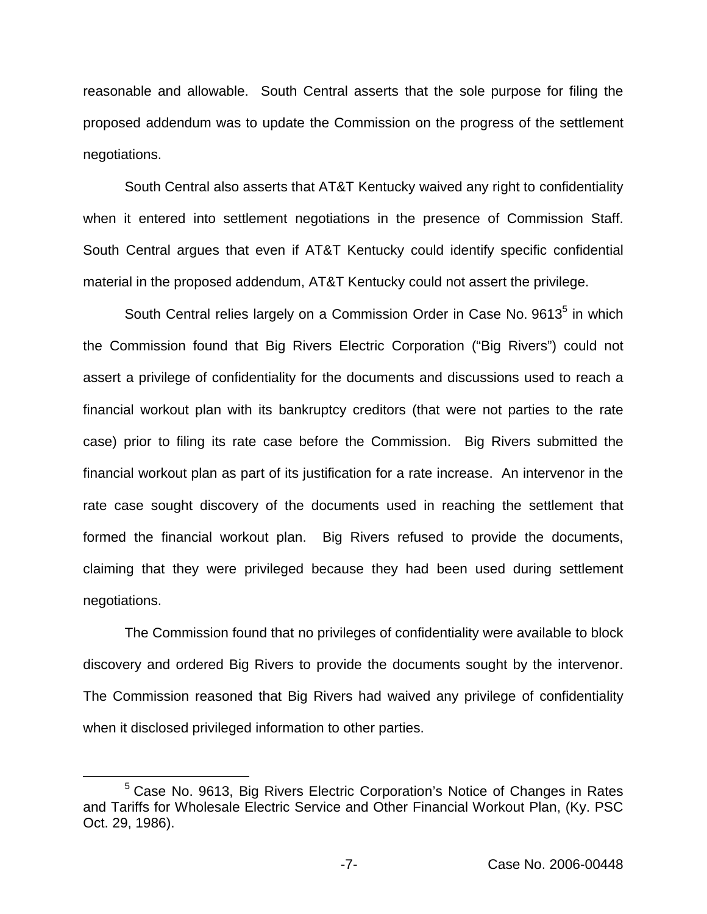reasonable and allowable. South Central asserts that the sole purpose for filing the proposed addendum was to update the Commission on the progress of the settlement negotiations.

South Central also asserts that AT&T Kentucky waived any right to confidentiality when it entered into settlement negotiations in the presence of Commission Staff. South Central argues that even if AT&T Kentucky could identify specific confidential material in the proposed addendum, AT&T Kentucky could not assert the privilege.

South Central relies largely on a Commission Order in Case No. 9613[5] in which the Commission found that Big Rivers Electric Corporation ("Big Rivers") could not assert a privilege of confidentiality for the documents and discussions used to reach a financial workout plan with its bankruptcy creditors (that were not parties to the rate case) prior to filing its rate case before the Commission. Big Rivers submitted the financial workout plan as part of its justification for a rate increase. An intervenor in the rate case sought discovery of the documents used in reaching the settlement that formed the financial workout plan. Big Rivers refused to provide the documents, claiming that they were privileged because they had been used during settlement negotiations.

The Commission found that no privileges of confidentiality were available to block discovery and ordered Big Rivers to provide the documents sought by the intervenor. The Commission reasoned that Big Rivers had waived any privilege of confidentiality when it disclosed privileged information to other parties.

---

[5] Case No. 9613, Big Rivers Electric Corporation's Notice of Changes in Rates and Tariffs for Wholesale Electric Service and Other Financial Workout Plan, (Ky. PSC Oct. 29, 1986).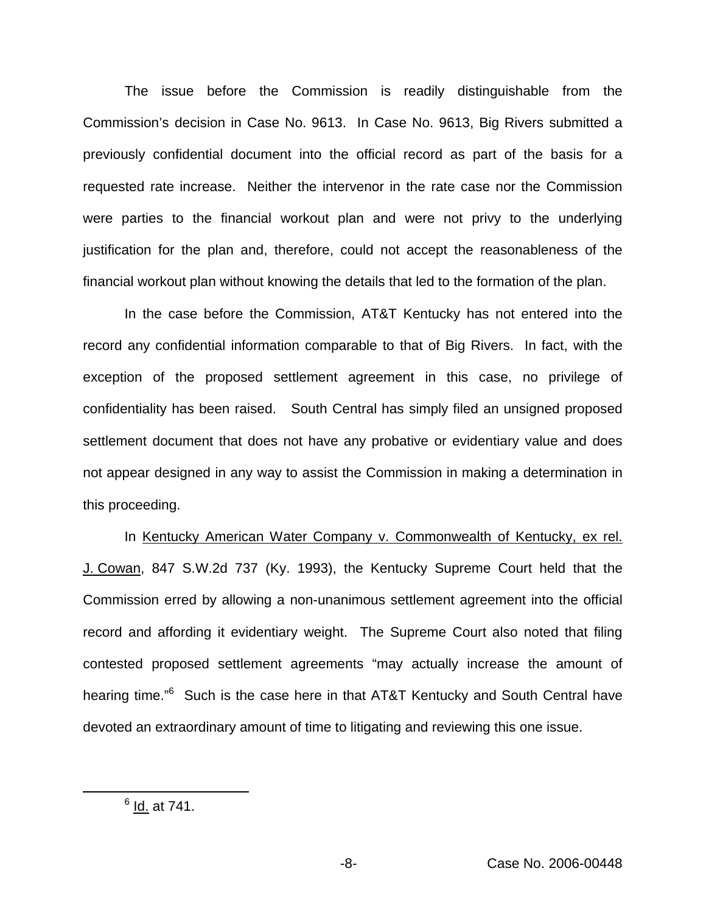The issue before the Commission is readily distinguishable from the Commission's decision in Case No. 9613. In Case No. 9613, Big Rivers submitted a previously confidential document into the official record as part of the basis for a requested rate increase. Neither the intervenor in the rate case nor the Commission were parties to the financial workout plan and were not privy to the underlying justification for the plan and, therefore, could not accept the reasonableness of the financial workout plan without knowing the details that led to the formation of the plan.

In the case before the Commission, AT&T Kentucky has not entered into the record any confidential information comparable to that of Big Rivers. In fact, with the exception of the proposed settlement agreement in this case, no privilege of confidentiality has been raised. South Central has simply filed an unsigned proposed settlement document that does not have any probative or evidentiary value and does not appear designed in any way to assist the Commission in making a determination in this proceeding.

In Kentucky American Water Company v. Commonwealth of Kentucky, ex rel. J. Cowan, 847 S.W.2d 737 (Ky. 1993), the Kentucky Supreme Court held that the Commission erred by allowing a non-unanimous settlement agreement into the official record and affording it evidentiary weight. The Supreme Court also noted that filing contested proposed settlement agreements "may actually increase the amount of hearing time."[6] Such is the case here in that AT&T Kentucky and South Central have devoted an extraordinary amount of time to litigating and reviewing this one issue.

---

[6] Id. at 741.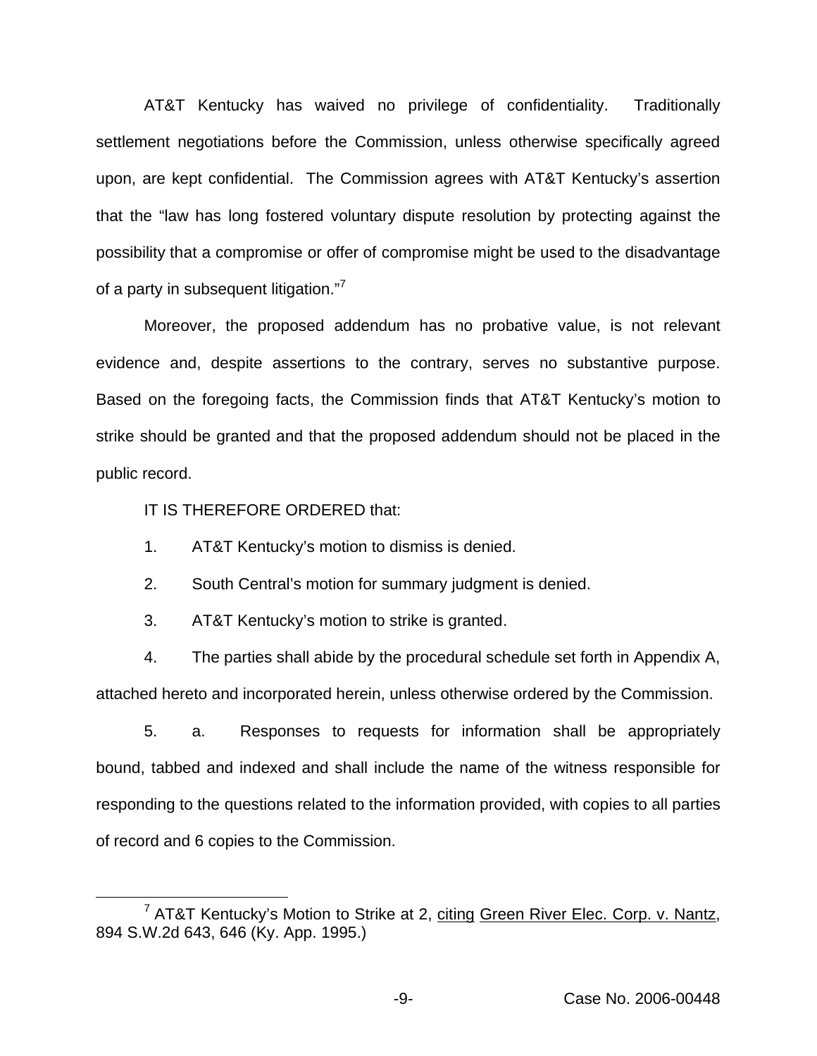AT&T Kentucky has waived no privilege of confidentiality. Traditionally settlement negotiations before the Commission, unless otherwise specifically agreed upon, are kept confidential. The Commission agrees with AT&T Kentucky's assertion that the "law has long fostered voluntary dispute resolution by protecting against the possibility that a compromise or offer of compromise might be used to the disadvantage of a party in subsequent litigation."[7]

Moreover, the proposed addendum has no probative value, is not relevant evidence and, despite assertions to the contrary, serves no substantive purpose. Based on the foregoing facts, the Commission finds that AT&T Kentucky's motion to strike should be granted and that the proposed addendum should not be placed in the public record.

IT IS THEREFORE ORDERED that:

1. AT&T Kentucky's motion to dismiss is denied.

2. South Central's motion for summary judgment is denied.

3. AT&T Kentucky's motion to strike is granted.

4. The parties shall abide by the procedural schedule set forth in Appendix A, attached hereto and incorporated herein, unless otherwise ordered by the Commission.

5. a. Responses to requests for information shall be appropriately bound, tabbed and indexed and shall include the name of the witness responsible for responding to the questions related to the information provided, with copies to all parties of record and 6 copies to the Commission.

---

[7] AT&T Kentucky's Motion to Strike at 2, <u>citing</u> <u>Green River Elec. Corp. v. Nantz</u>, 894 S.W.2d 643, 646 (Ky. App. 1995.)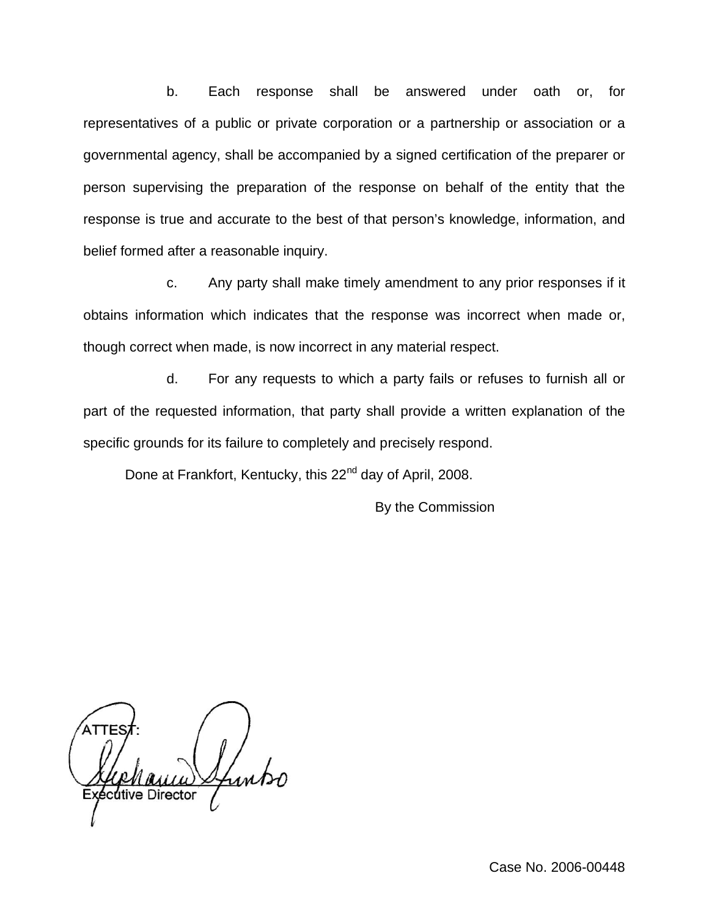b. Each response shall be answered under oath or, for representatives of a public or private corporation or a partnership or association or a governmental agency, shall be accompanied by a signed certification of the preparer or person supervising the preparation of the response on behalf of the entity that the response is true and accurate to the best of that person's knowledge, information, and belief formed after a reasonable inquiry.

c. Any party shall make timely amendment to any prior responses if it obtains information which indicates that the response was incorrect when made or, though correct when made, is now incorrect in any material respect.

d. For any requests to which a party fails or refuses to furnish all or part of the requested information, that party shall provide a written explanation of the specific grounds for its failure to completely and precisely respond.

Done at Frankfort, Kentucky, this 22nd day of April, 2008.

By the Commission

ATTEST:

Executive Director

Case No. 2006-00448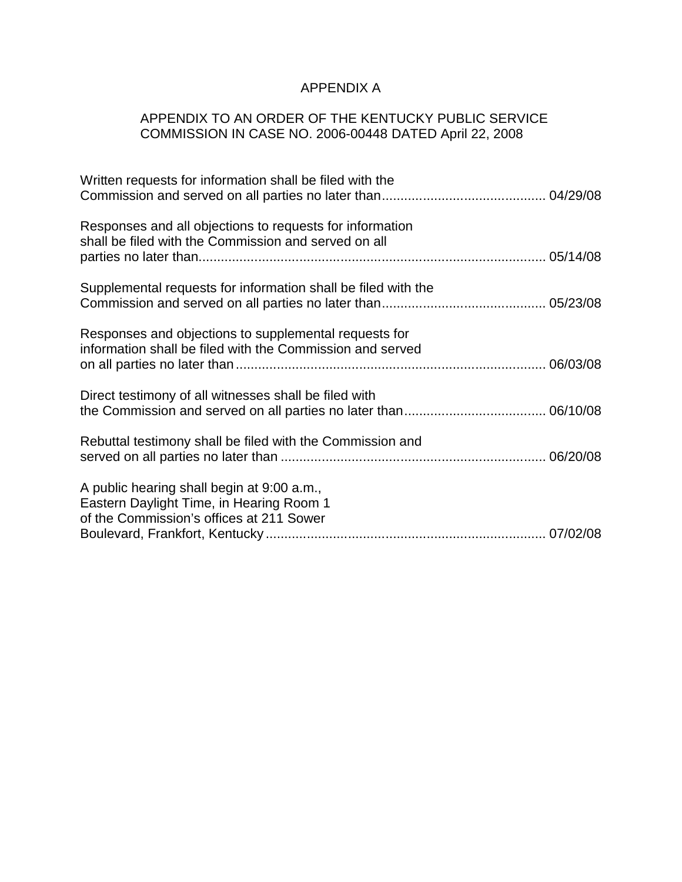# APPENDIX A

## APPENDIX TO AN ORDER OF THE KENTUCKY PUBLIC SERVICE COMMISSION IN CASE NO. 2006-00448 DATED April 22, 2008

Written requests for information shall be filed with the Commission and served on all parties no later than............................................ 04/29/08

Responses and all objections to requests for information shall be filed with the Commission and served on all parties no later than.............................................................................................. 05/14/08

Supplemental requests for information shall be filed with the Commission and served on all parties no later than............................................ 05/23/08

Responses and objections to supplemental requests for information shall be filed with the Commission and served on all parties no later than.................................................................................... 06/03/08

Direct testimony of all witnesses shall be filed with the Commission and served on all parties no later than...................................... 06/10/08

Rebuttal testimony shall be filed with the Commission and served on all parties no later than ....................................................................... 06/20/08

A public hearing shall begin at 9:00 a.m., Eastern Daylight Time, in Hearing Room 1 of the Commission's offices at 211 Sower Boulevard, Frankfort, Kentucky........................................................................... 07/02/08